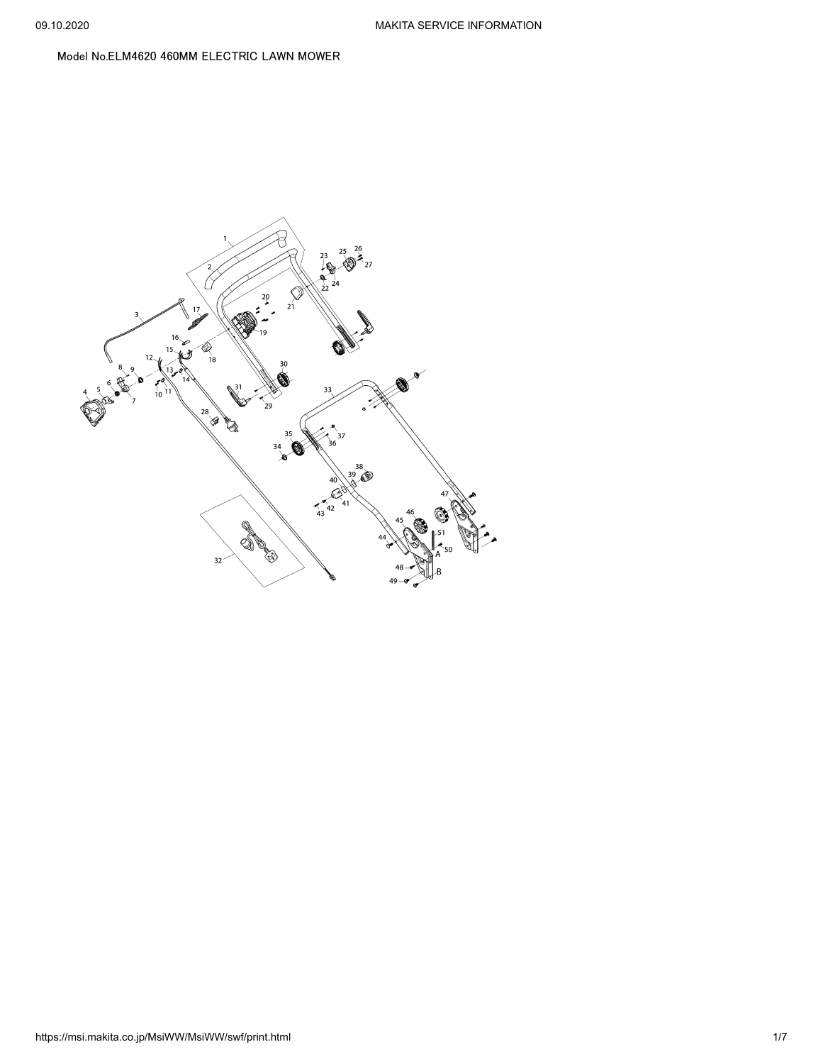Model No.ELM4620 460MM ELECTRIC LAWN MOWER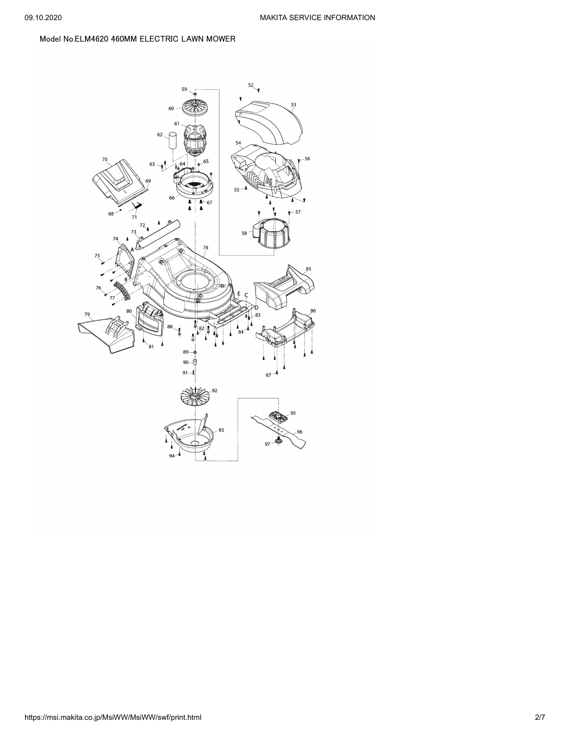Model No.ELM4620 460MM ELECTRIC LAWN MOWER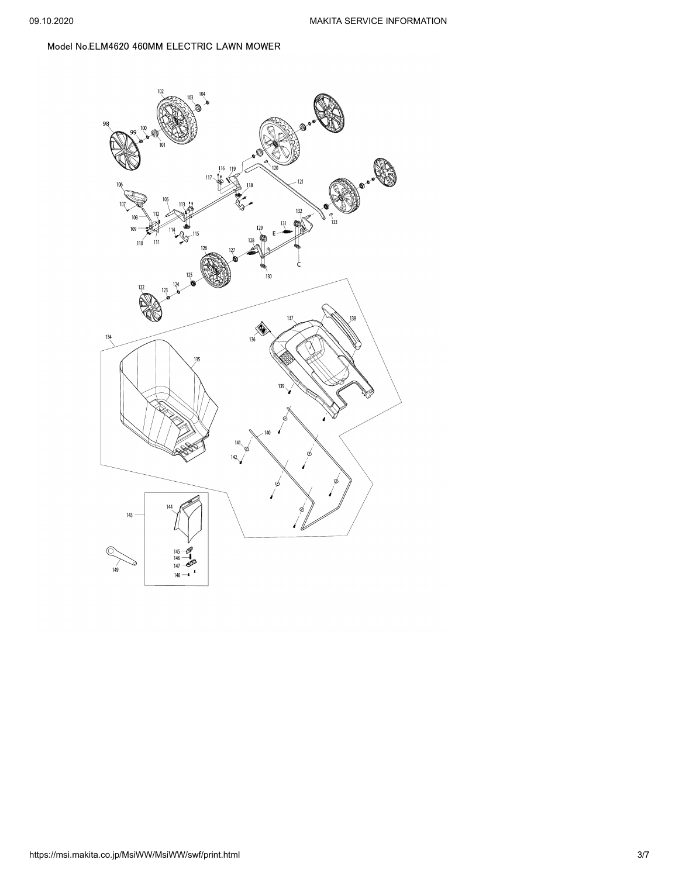Model No.ELM4620 460MM ELECTRIC LAWN MOWER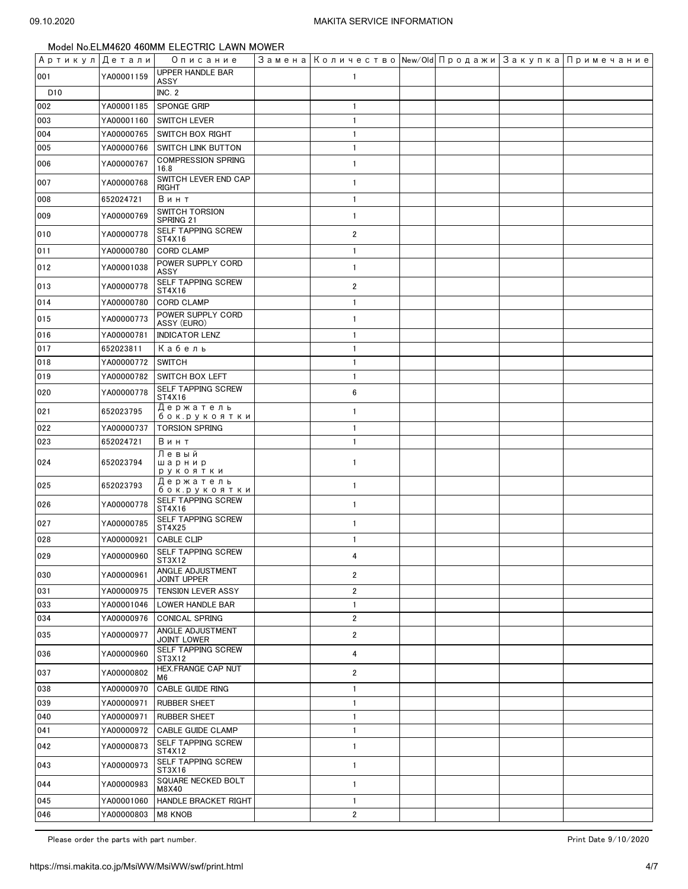Model No.ELM4620 460MM ELECTRIC LAWN MOWER

| Артикул | Детали | Описание | Замена | Количество | New/Old | Продажи | Закупка | Примечание |
|---|---|---|---|---|---|---|---|---|
| 001 | YA00001159 | UPPER HANDLE BAR ASSY | | 1 | | | | |
| D10 | | INC. 2 | | | | | | |
| 002 | YA00001185 | SPONGE GRIP | | 1 | | | | |
| 003 | YA00001160 | SWITCH LEVER | | 1 | | | | |
| 004 | YA00000765 | SWITCH BOX RIGHT | | 1 | | | | |
| 005 | YA00000766 | SWITCH LINK BUTTON | | 1 | | | | |
| 006 | YA00000767 | COMPRESSION SPRING 16.8 | | 1 | | | | |
| 007 | YA00000768 | SWITCH LEVER END CAP RIGHT | | 1 | | | | |
| 008 | 652024721 | Винт | | 1 | | | | |
| 009 | YA00000769 | SWITCH TORSION SPRING 21 | | 1 | | | | |
| 010 | YA00000778 | SELF TAPPING SCREW ST4X16 | | 2 | | | | |
| 011 | YA00000780 | CORD CLAMP | | 1 | | | | |
| 012 | YA00001038 | POWER SUPPLY CORD ASSY | | 1 | | | | |
| 013 | YA00000778 | SELF TAPPING SCREW ST4X16 | | 2 | | | | |
| 014 | YA00000780 | CORD CLAMP | | 1 | | | | |
| 015 | YA00000773 | POWER SUPPLY CORD ASSY (EURO) | | 1 | | | | |
| 016 | YA00000781 | INDICATOR LENZ | | 1 | | | | |
| 017 | 652023811 | Кабель | | 1 | | | | |
| 018 | YA00000772 | SWITCH | | 1 | | | | |
| 019 | YA00000782 | SWITCH BOX LEFT | | 1 | | | | |
| 020 | YA00000778 | SELF TAPPING SCREW ST4X16 | | 6 | | | | |
| 021 | 652023795 | Держатель бок.рукоятки | | 1 | | | | |
| 022 | YA00000737 | TORSION SPRING | | 1 | | | | |
| 023 | 652024721 | Винт | | 1 | | | | |
| 024 | 652023794 | Левый шарнир рукоятки | | 1 | | | | |
| 025 | 652023793 | Держатель бок.рукоятки | | 1 | | | | |
| 026 | YA00000778 | SELF TAPPING SCREW ST4X16 | | 1 | | | | |
| 027 | YA00000785 | SELF TAPPING SCREW ST4X25 | | 1 | | | | |
| 028 | YA00000921 | CABLE CLIP | | 1 | | | | |
| 029 | YA00000960 | SELF TAPPING SCREW ST3X12 | | 4 | | | | |
| 030 | YA00000961 | ANGLE ADJUSTMENT JOINT UPPER | | 2 | | | | |
| 031 | YA00000975 | TENSION LEVER ASSY | | 2 | | | | |
| 033 | YA00001046 | LOWER HANDLE BAR | | 1 | | | | |
| 034 | YA00000976 | CONICAL SPRING | | 2 | | | | |
| 035 | YA00000977 | ANGLE ADJUSTMENT JOINT LOWER | | 2 | | | | |
| 036 | YA00000960 | SELF TAPPING SCREW ST3X12 | | 4 | | | | |
| 037 | YA00000802 | HEX.FRANGE CAP NUT M6 | | 2 | | | | |
| 038 | YA00000970 | CABLE GUIDE RING | | 1 | | | | |
| 039 | YA00000971 | RUBBER SHEET | | 1 | | | | |
| 040 | YA00000971 | RUBBER SHEET | | 1 | | | | |
| 041 | YA00000972 | CABLE GUIDE CLAMP | | 1 | | | | |
| 042 | YA00000873 | SELF TAPPING SCREW ST4X12 | | 1 | | | | |
| 043 | YA00000973 | SELF TAPPING SCREW ST3X16 | | 1 | | | | |
| 044 | YA00000983 | SQUARE NECKED BOLT M8X40 | | 1 | | | | |
| 045 | YA00001060 | HANDLE BRACKET RIGHT | | 1 | | | | |
| 046 | YA00000803 | M8 KNOB | | 2 | | | | |

Please order the parts with part number.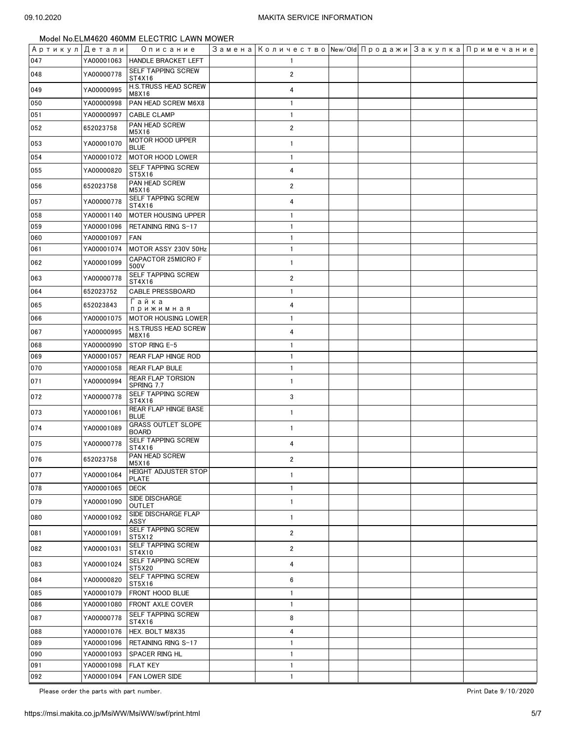Model No.ELM4620 460MM ELECTRIC LAWN MOWER

| Артикул | Детали | Описание | Замена | Количество | New/Old | Продажи | Закупка | Примечание |
|---|---|---|---|---|---|---|---|---|
| 047 | YA00001063 | HANDLE BRACKET LEFT | | 1 | | | | |
| 048 | YA00000778 | SELF TAPPING SCREW ST4X16 | | 2 | | | | |
| 049 | YA00000995 | H.S.TRUSS HEAD SCREW M8X16 | | 4 | | | | |
| 050 | YA00000998 | PAN HEAD SCREW M6X8 | | 1 | | | | |
| 051 | YA00000997 | CABLE CLAMP | | 1 | | | | |
| 052 | 652023758 | PAN HEAD SCREW M5X16 | | 2 | | | | |
| 053 | YA00001070 | MOTOR HOOD UPPER BLUE | | 1 | | | | |
| 054 | YA00001072 | MOTOR HOOD LOWER | | 1 | | | | |
| 055 | YA00000820 | SELF TAPPING SCREW ST5X16 | | 4 | | | | |
| 056 | 652023758 | PAN HEAD SCREW M5X16 | | 2 | | | | |
| 057 | YA00000778 | SELF TAPPING SCREW ST4X16 | | 4 | | | | |
| 058 | YA00001140 | MOTER HOUSING UPPER | | 1 | | | | |
| 059 | YA00001096 | RETAINING RING S-17 | | 1 | | | | |
| 060 | YA00001097 | FAN | | 1 | | | | |
| 061 | YA00001074 | MOTOR ASSY 230V 50Hz | | 1 | | | | |
| 062 | YA00001099 | CAPACTOR 25MICRO F 500V | | 1 | | | | |
| 063 | YA00000778 | SELF TAPPING SCREW ST4X16 | | 2 | | | | |
| 064 | 652023752 | CABLE PRESSBOARD | | 1 | | | | |
| 065 | 652023843 | Гайка прижимная | | 4 | | | | |
| 066 | YA00001075 | MOTOR HOUSING LOWER | | 1 | | | | |
| 067 | YA00000995 | H.S.TRUSS HEAD SCREW M8X16 | | 4 | | | | |
| 068 | YA00000990 | STOP RING E-5 | | 1 | | | | |
| 069 | YA00001057 | REAR FLAP HINGE ROD | | 1 | | | | |
| 070 | YA00001058 | REAR FLAP BULE | | 1 | | | | |
| 071 | YA00000994 | REAR FLAP TORSION SPRING 7.7 | | 1 | | | | |
| 072 | YA00000778 | SELF TAPPING SCREW ST4X16 | | 3 | | | | |
| 073 | YA00001061 | REAR FLAP HINGE BASE BLUE | | 1 | | | | |
| 074 | YA00001089 | GRASS OUTLET SLOPE BOARD | | 1 | | | | |
| 075 | YA00000778 | SELF TAPPING SCREW ST4X16 | | 4 | | | | |
| 076 | 652023758 | PAN HEAD SCREW M5X16 | | 2 | | | | |
| 077 | YA00001064 | HEIGHT ADJUSTER STOP PLATE | | 1 | | | | |
| 078 | YA00001065 | DECK | | 1 | | | | |
| 079 | YA00001090 | SIDE DISCHARGE OUTLET | | 1 | | | | |
| 080 | YA00001092 | SIDE DISCHARGE FLAP ASSY | | 1 | | | | |
| 081 | YA00001091 | SELF TAPPING SCREW ST5X12 | | 2 | | | | |
| 082 | YA00001031 | SELF TAPPING SCREW ST4X10 | | 2 | | | | |
| 083 | YA00001024 | SELF TAPPING SCREW ST5X20 | | 4 | | | | |
| 084 | YA00000820 | SELF TAPPING SCREW ST5X16 | | 6 | | | | |
| 085 | YA00001079 | FRONT HOOD BLUE | | 1 | | | | |
| 086 | YA00001080 | FRONT AXLE COVER | | 1 | | | | |
| 087 | YA00000778 | SELF TAPPING SCREW ST4X16 | | 8 | | | | |
| 088 | YA00001076 | HEX. BOLT M8X35 | | 4 | | | | |
| 089 | YA00001096 | RETAINING RING S-17 | | 1 | | | | |
| 090 | YA00001093 | SPACER RING HL | | 1 | | | | |
| 091 | YA00001098 | FLAT KEY | | 1 | | | | |
| 092 | YA00001094 | FAN LOWER SIDE | | 1 | | | | |

Please order the parts with part number.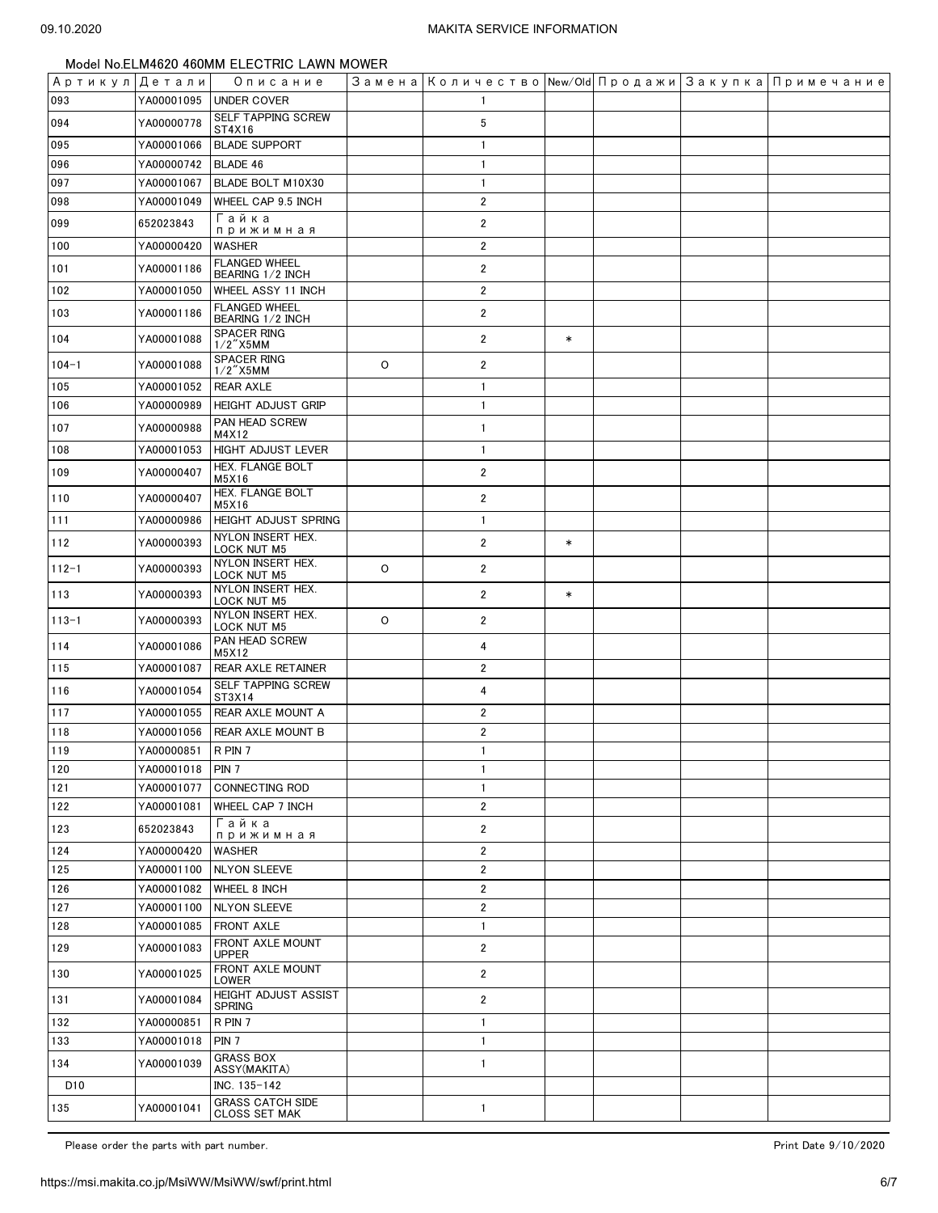Model No.ELM4620 460MM ELECTRIC LAWN MOWER

| Артикул | Детали | Описание | Замена | Количество | New/Old | Продажи | Закупка | Примечание |
|---|---|---|---|---|---|---|---|---|
| 093 | YA00001095 | UNDER COVER | | 1 | | | | |
| 094 | YA00000778 | SELF TAPPING SCREW ST4X16 | | 5 | | | | |
| 095 | YA00001066 | BLADE SUPPORT | | 1 | | | | |
| 096 | YA00000742 | BLADE 46 | | 1 | | | | |
| 097 | YA00001067 | BLADE BOLT M10X30 | | 1 | | | | |
| 098 | YA00001049 | WHEEL CAP 9.5 INCH | | 2 | | | | |
| 099 | 652023843 | Гайка прижимная | | 2 | | | | |
| 100 | YA00000420 | WASHER | | 2 | | | | |
| 101 | YA00001186 | FLANGED WHEEL BEARING 1/2 INCH | | 2 | | | | |
| 102 | YA00001050 | WHEEL ASSY 11 INCH | | 2 | | | | |
| 103 | YA00001186 | FLANGED WHEEL BEARING 1/2 INCH | | 2 | | | | |
| 104 | YA00001088 | SPACER RING 1/2"X5MM | | 2 | * | | | |
| 104-1 | YA00001088 | SPACER RING 1/2"X5MM | O | 2 | | | | |
| 105 | YA00001052 | REAR AXLE | | 1 | | | | |
| 106 | YA00000989 | HEIGHT ADJUST GRIP | | 1 | | | | |
| 107 | YA00000988 | PAN HEAD SCREW M4X12 | | 1 | | | | |
| 108 | YA00001053 | HIGHT ADJUST LEVER | | 1 | | | | |
| 109 | YA00000407 | HEX. FLANGE BOLT M5X16 | | 2 | | | | |
| 110 | YA00000407 | HEX. FLANGE BOLT M5X16 | | 2 | | | | |
| 111 | YA00000986 | HEIGHT ADJUST SPRING | | 1 | | | | |
| 112 | YA00000393 | NYLON INSERT HEX. LOCK NUT M5 | | 2 | * | | | |
| 112-1 | YA00000393 | NYLON INSERT HEX. LOCK NUT M5 | O | 2 | | | | |
| 113 | YA00000393 | NYLON INSERT HEX. LOCK NUT M5 | | 2 | * | | | |
| 113-1 | YA00000393 | NYLON INSERT HEX. LOCK NUT M5 | O | 2 | | | | |
| 114 | YA00001086 | PAN HEAD SCREW M5X12 | | 4 | | | | |
| 115 | YA00001087 | REAR AXLE RETAINER | | 2 | | | | |
| 116 | YA00001054 | SELF TAPPING SCREW ST3X14 | | 4 | | | | |
| 117 | YA00001055 | REAR AXLE MOUNT A | | 2 | | | | |
| 118 | YA00001056 | REAR AXLE MOUNT B | | 2 | | | | |
| 119 | YA00000851 | R PIN 7 | | 1 | | | | |
| 120 | YA00001018 | PIN 7 | | 1 | | | | |
| 121 | YA00001077 | CONNECTING ROD | | 1 | | | | |
| 122 | YA00001081 | WHEEL CAP 7 INCH | | 2 | | | | |
| 123 | 652023843 | Гайка прижимная | | 2 | | | | |
| 124 | YA00000420 | WASHER | | 2 | | | | |
| 125 | YA00001100 | NLYON SLEEVE | | 2 | | | | |
| 126 | YA00001082 | WHEEL 8 INCH | | 2 | | | | |
| 127 | YA00001100 | NLYON SLEEVE | | 2 | | | | |
| 128 | YA00001085 | FRONT AXLE | | 1 | | | | |
| 129 | YA00001083 | FRONT AXLE MOUNT UPPER | | 2 | | | | |
| 130 | YA00001025 | FRONT AXLE MOUNT LOWER | | 2 | | | | |
| 131 | YA00001084 | HEIGHT ADJUST ASSIST SPRING | | 2 | | | | |
| 132 | YA00000851 | R PIN 7 | | 1 | | | | |
| 133 | YA00001018 | PIN 7 | | 1 | | | | |
| 134 | YA00001039 | GRASS BOX ASSY(MAKITA) | | 1 | | | | |
| D10 | | INC. 135-142 | | | | | | |
| 135 | YA00001041 | GRASS CATCH SIDE CLOSS SET MAK | | 1 | | | | |

Please order the parts with part number.

Print Date 9/10/2020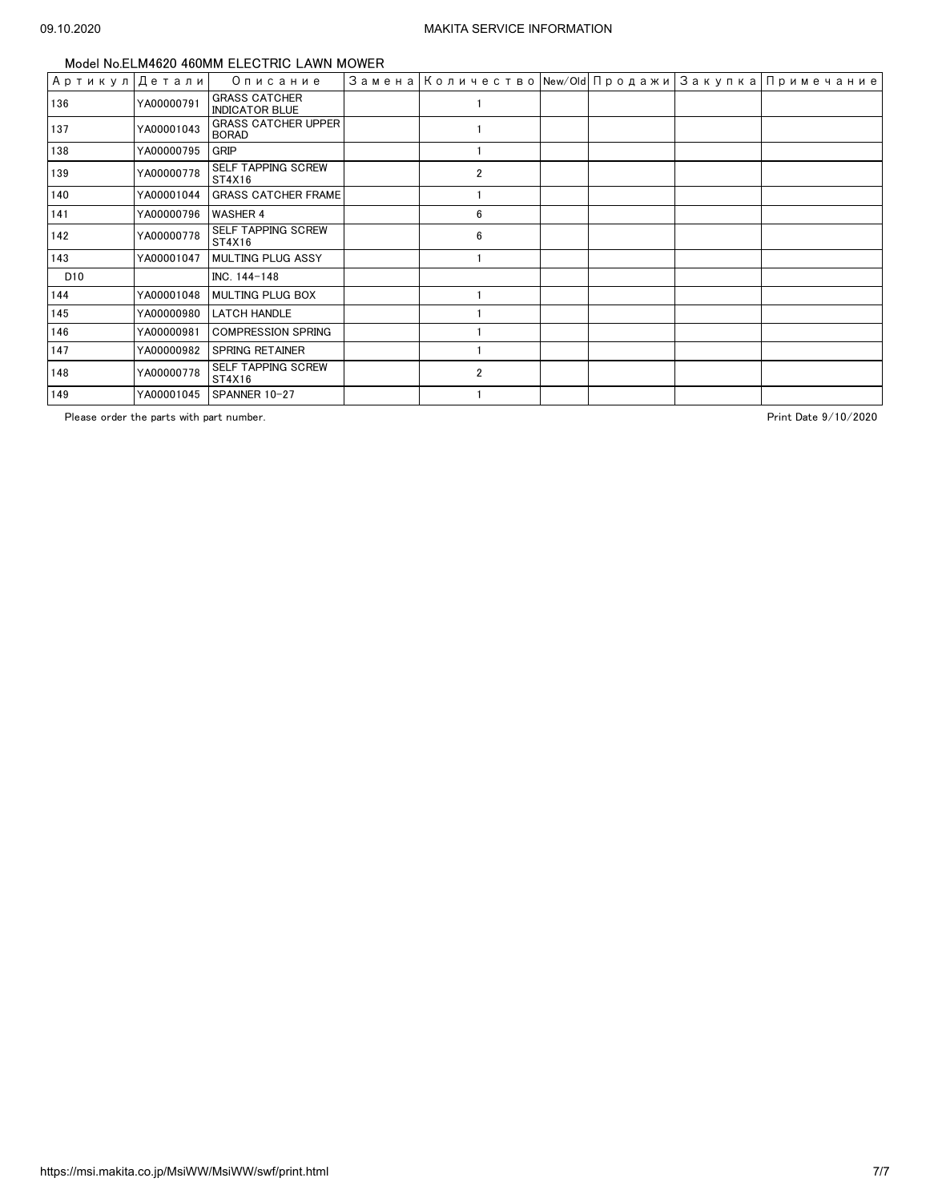Model No.ELM4620 460MM ELECTRIC LAWN MOWER

| Артикул | Детали | Описание | Замена | Количество | New/Old | Продажи | Закупка | Примечание |
|---|---|---|---|---|---|---|---|---|
| 136 | YA00000791 | GRASS CATCHER INDICATOR BLUE | | 1 | | | | |
| 137 | YA00001043 | GRASS CATCHER UPPER BORAD | | 1 | | | | |
| 138 | YA00000795 | GRIP | | 1 | | | | |
| 139 | YA00000778 | SELF TAPPING SCREW ST4X16 | | 2 | | | | |
| 140 | YA00001044 | GRASS CATCHER FRAME | | 1 | | | | |
| 141 | YA00000796 | WASHER 4 | | 6 | | | | |
| 142 | YA00000778 | SELF TAPPING SCREW ST4X16 | | 6 | | | | |
| 143 | YA00001047 | MULTING PLUG ASSY | | 1 | | | | |
| D10 | | INC. 144-148 | | | | | | |
| 144 | YA00001048 | MULTING PLUG BOX | | 1 | | | | |
| 145 | YA00000980 | LATCH HANDLE | | 1 | | | | |
| 146 | YA00000981 | COMPRESSION SPRING | | 1 | | | | |
| 147 | YA00000982 | SPRING RETAINER | | 1 | | | | |
| 148 | YA00000778 | SELF TAPPING SCREW ST4X16 | | 2 | | | | |
| 149 | YA00001045 | SPANNER 10-27 | | 1 | | | | |

Please order the parts with part number.

Print Date 9/10/2020